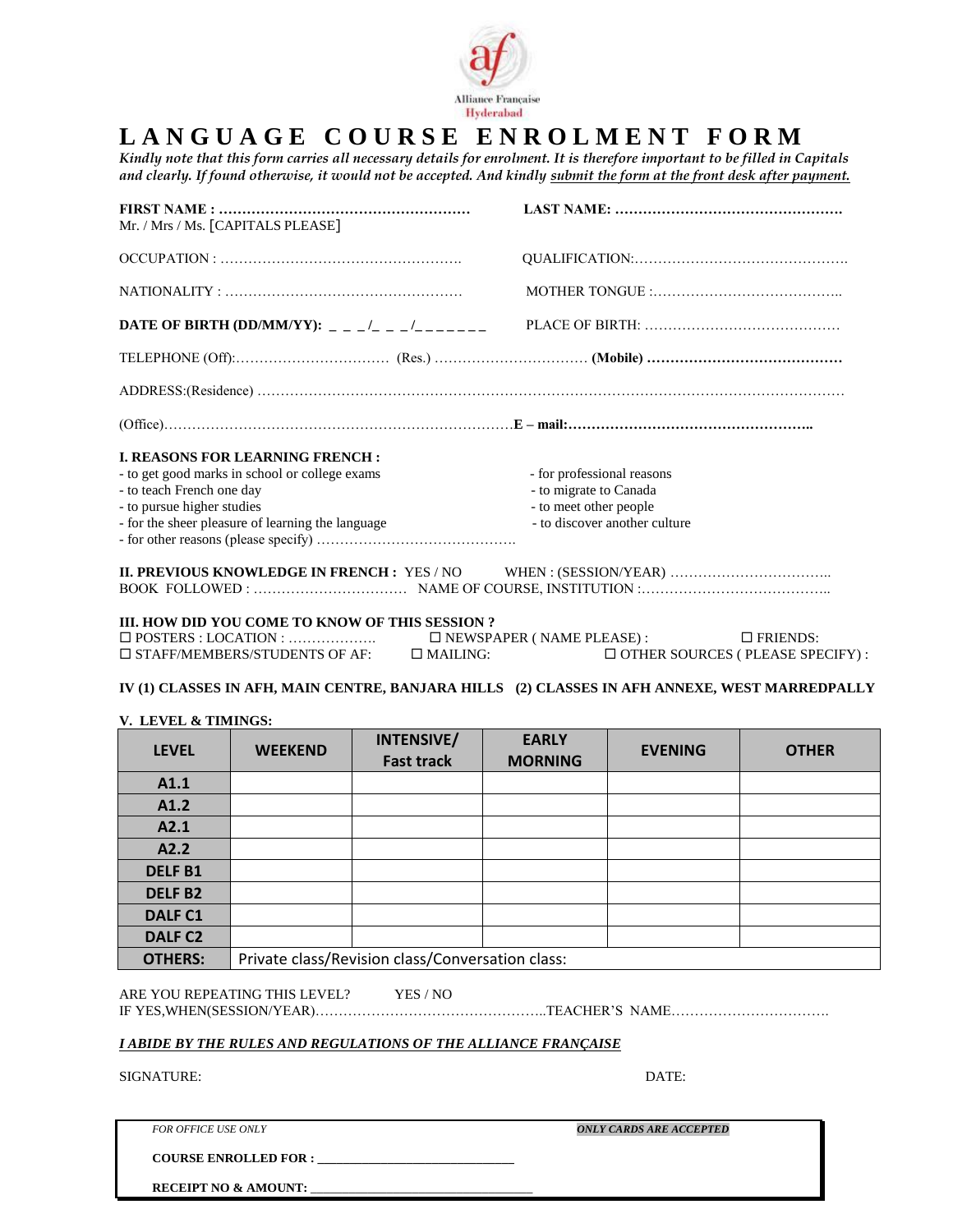Alliance Française
Hyderabad

# LANGUAGE COURSE ENROLMENT FORM

*Kindly note that this form carries all necessary details for enrolment. It is therefore important to be filled in Capitals and clearly. If found otherwise, it would not be accepted. And kindly submit the form at the front desk after payment.*

**FIRST NAME : ………………………………………………**
Mr. / Mrs / Ms. [CAPITALS PLEASE]

**LAST NAME: …………………………………………**

OCCUPATION : …………………………………………….

QUALIFICATION:……………………………………….

NATIONALITY : ……………………………………………

MOTHER TONGUE :…………………………………..

**DATE OF BIRTH (DD/MM/YY):** _ _ _/_ _ _/_ _ _ _ _ _ _

PLACE OF BIRTH: ……………………………………

TELEPHONE (Off):…………………………… (Res.) …………………………… **(Mobile) ……………………………………**

ADDRESS:(Residence) ……………………………………………………………………………………………………

(Office)……………………………………………………………… **E – mail:……………………………………………..**

**I. REASONS FOR LEARNING FRENCH :**

- to get good marks in school or college exams
- to teach French one day
- to pursue higher studies
- for the sheer pleasure of learning the language
- for other reasons (please specify) …………………………………….
- for professional reasons
- to migrate to Canada
- to meet other people
- to discover another culture

**II. PREVIOUS KNOWLEDGE IN FRENCH :** YES / NO WHEN : (SESSION/YEAR) ……………………………..
BOOK FOLLOWED : …………………………… NAME OF COURSE, INSTITUTION :…………………………………..

**III. HOW DID YOU COME TO KNOW OF THIS SESSION ?**

☐ POSTERS : LOCATION : ………………. ☐ NEWSPAPER ( NAME PLEASE) : ☐ FRIENDS:
☐ STAFF/MEMBERS/STUDENTS OF AF: ☐ MAILING: ☐ OTHER SOURCES ( PLEASE SPECIFY) :

**IV (1) CLASSES IN AFH, MAIN CENTRE, BANJARA HILLS (2) CLASSES IN AFH ANNEXE, WEST MARREDPALLY**

**V. LEVEL & TIMINGS:**

| LEVEL | WEEKEND | INTENSIVE/ Fast track | EARLY MORNING | EVENING | OTHER |
|---|---|---|---|---|---|
| A1.1 | | | | | |
| A1.2 | | | | | |
| A2.1 | | | | | |
| A2.2 | | | | | |
| DELF B1 | | | | | |
| DELF B2 | | | | | |
| DALF C1 | | | | | |
| DALF C2 | | | | | |
| OTHERS: | Private class/Revision class/Conversation class: | | | | |

ARE YOU REPEATING THIS LEVEL? YES / NO
IF YES,WHEN(SESSION/YEAR)…………………………………………..TEACHER'S NAME…………………………….

***I ABIDE BY THE RULES AND REGULATIONS OF THE ALLIANCE FRANÇAISE***

SIGNATURE: DATE:

*FOR OFFICE USE ONLY*

***ONLY CARDS ARE ACCEPTED***

**COURSE ENROLLED FOR :** ______________________________

**RECEIPT NO & AMOUNT:** ___________________________________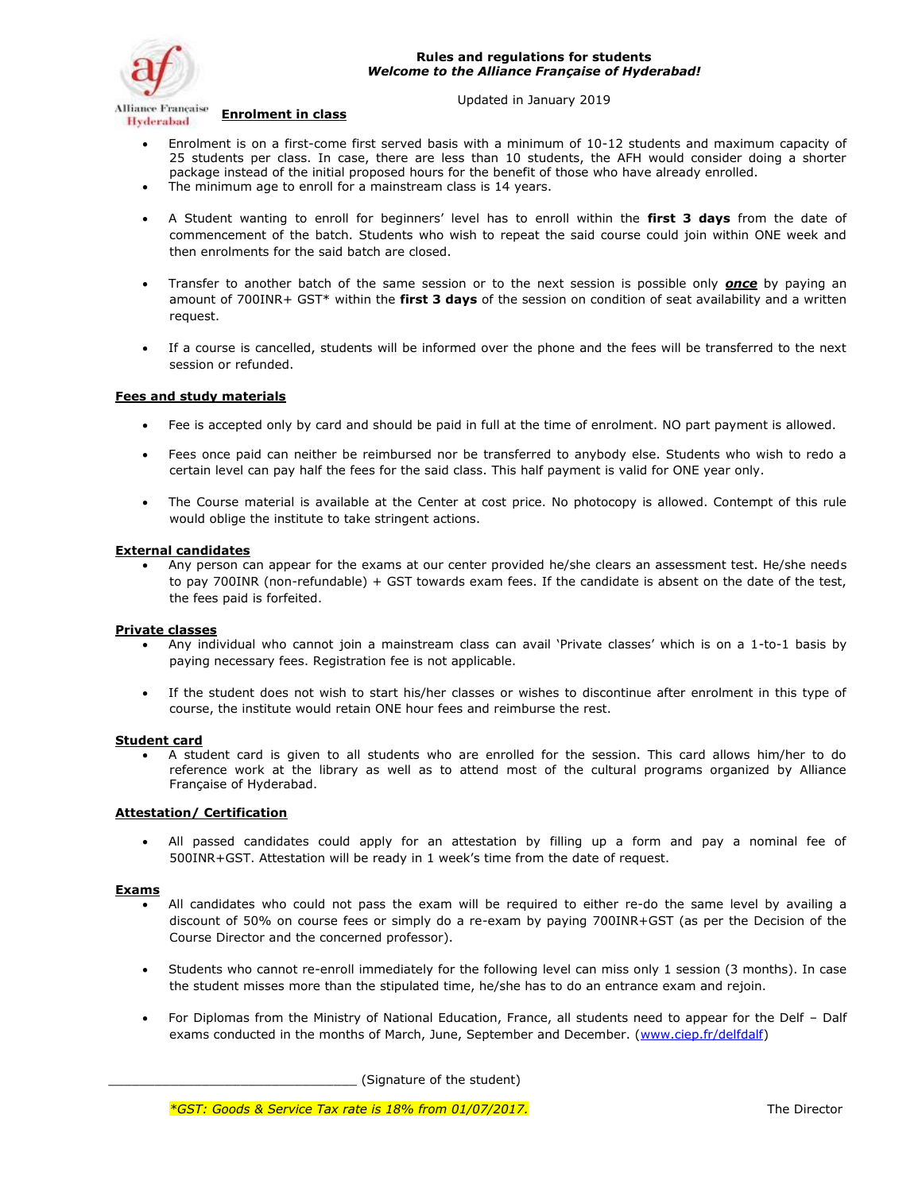**Rules and regulations for students**
***Welcome to the Alliance Française of Hyderabad!***

Updated in January 2019

## Enrolment in class

- Enrolment is on a first-come first served basis with a minimum of 10-12 students and maximum capacity of 25 students per class. In case, there are less than 10 students, the AFH would consider doing a shorter package instead of the initial proposed hours for the benefit of those who have already enrolled.
- The minimum age to enroll for a mainstream class is 14 years.
- A Student wanting to enroll for beginners' level has to enroll within the **first 3 days** from the date of commencement of the batch. Students who wish to repeat the said course could join within ONE week and then enrolments for the said batch are closed.
- Transfer to another batch of the same session or to the next session is possible only ***once*** by paying an amount of 700INR+ GST* within the **first 3 days** of the session on condition of seat availability and a written request.
- If a course is cancelled, students will be informed over the phone and the fees will be transferred to the next session or refunded.

## Fees and study materials

- Fee is accepted only by card and should be paid in full at the time of enrolment. NO part payment is allowed.
- Fees once paid can neither be reimbursed nor be transferred to anybody else. Students who wish to redo a certain level can pay half the fees for the said class. This half payment is valid for ONE year only.
- The Course material is available at the Center at cost price. No photocopy is allowed. Contempt of this rule would oblige the institute to take stringent actions.

## External candidates

- Any person can appear for the exams at our center provided he/she clears an assessment test. He/she needs to pay 700INR (non-refundable) + GST towards exam fees. If the candidate is absent on the date of the test, the fees paid is forfeited.

## Private classes

- Any individual who cannot join a mainstream class can avail 'Private classes' which is on a 1-to-1 basis by paying necessary fees. Registration fee is not applicable.
- If the student does not wish to start his/her classes or wishes to discontinue after enrolment in this type of course, the institute would retain ONE hour fees and reimburse the rest.

## Student card

- A student card is given to all students who are enrolled for the session. This card allows him/her to do reference work at the library as well as to attend most of the cultural programs organized by Alliance Française of Hyderabad.

## Attestation/ Certification

- All passed candidates could apply for an attestation by filling up a form and pay a nominal fee of 500INR+GST. Attestation will be ready in 1 week's time from the date of request.

## Exams

- All candidates who could not pass the exam will be required to either re-do the same level by availing a discount of 50% on course fees or simply do a re-exam by paying 700INR+GST (as per the Decision of the Course Director and the concerned professor).
- Students who cannot re-enroll immediately for the following level can miss only 1 session (3 months). In case the student misses more than the stipulated time, he/she has to do an entrance exam and rejoin.
- For Diplomas from the Ministry of National Education, France, all students need to appear for the Delf – Dalf exams conducted in the months of March, June, September and December. (www.ciep.fr/delfdalf)

________________________________ (Signature of the student)

*\*GST: Goods & Service Tax rate is 18% from 01/07/2017.*

The Director